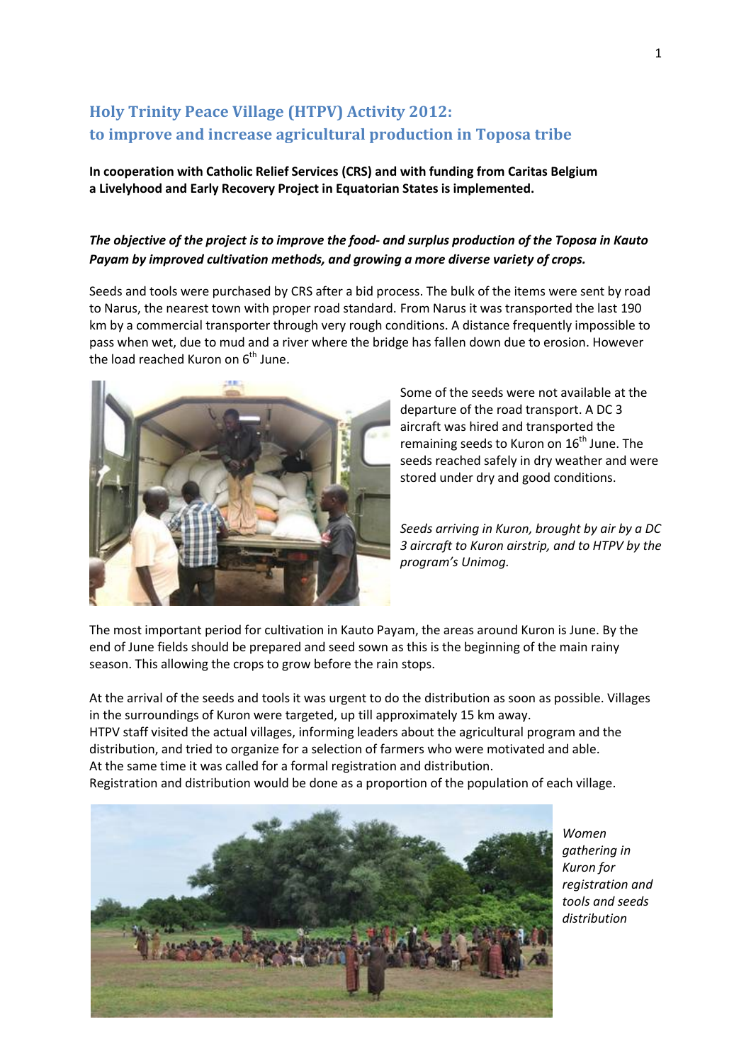# Holy Trinity Peace Village (HTPV) Activity 2012: to improve and increase agricultural production in Toposa tribe

**In cooperation with Catholic Relief Services (CRS) and with funding from Caritas Belgium a Livelyhood and Early Recovery Project in Equatorian States is implemented.**

***The objective of the project is to improve the food- and surplus production of the Toposa in Kauto Payam by improved cultivation methods, and growing a more diverse variety of crops.***

Seeds and tools were purchased by CRS after a bid process. The bulk of the items were sent by road to Narus, the nearest town with proper road standard. From Narus it was transported the last 190 km by a commercial transporter through very rough conditions. A distance frequently impossible to pass when wet, due to mud and a river where the bridge has fallen down due to erosion. However the load reached Kuron on 6th June.

Some of the seeds were not available at the departure of the road transport. A DC 3 aircraft was hired and transported the remaining seeds to Kuron on 16th June. The seeds reached safely in dry weather and were stored under dry and good conditions.

*Seeds arriving in Kuron, brought by air by a DC 3 aircraft to Kuron airstrip, and to HTPV by the program's Unimog.*

The most important period for cultivation in Kauto Payam, the areas around Kuron is June. By the end of June fields should be prepared and seed sown as this is the beginning of the main rainy season. This allowing the crops to grow before the rain stops.

At the arrival of the seeds and tools it was urgent to do the distribution as soon as possible. Villages in the surroundings of Kuron were targeted, up till approximately 15 km away.
HTPV staff visited the actual villages, informing leaders about the agricultural program and the distribution, and tried to organize for a selection of farmers who were motivated and able.
At the same time it was called for a formal registration and distribution.
Registration and distribution would be done as a proportion of the population of each village.

*Women gathering in Kuron for registration and tools and seeds distribution*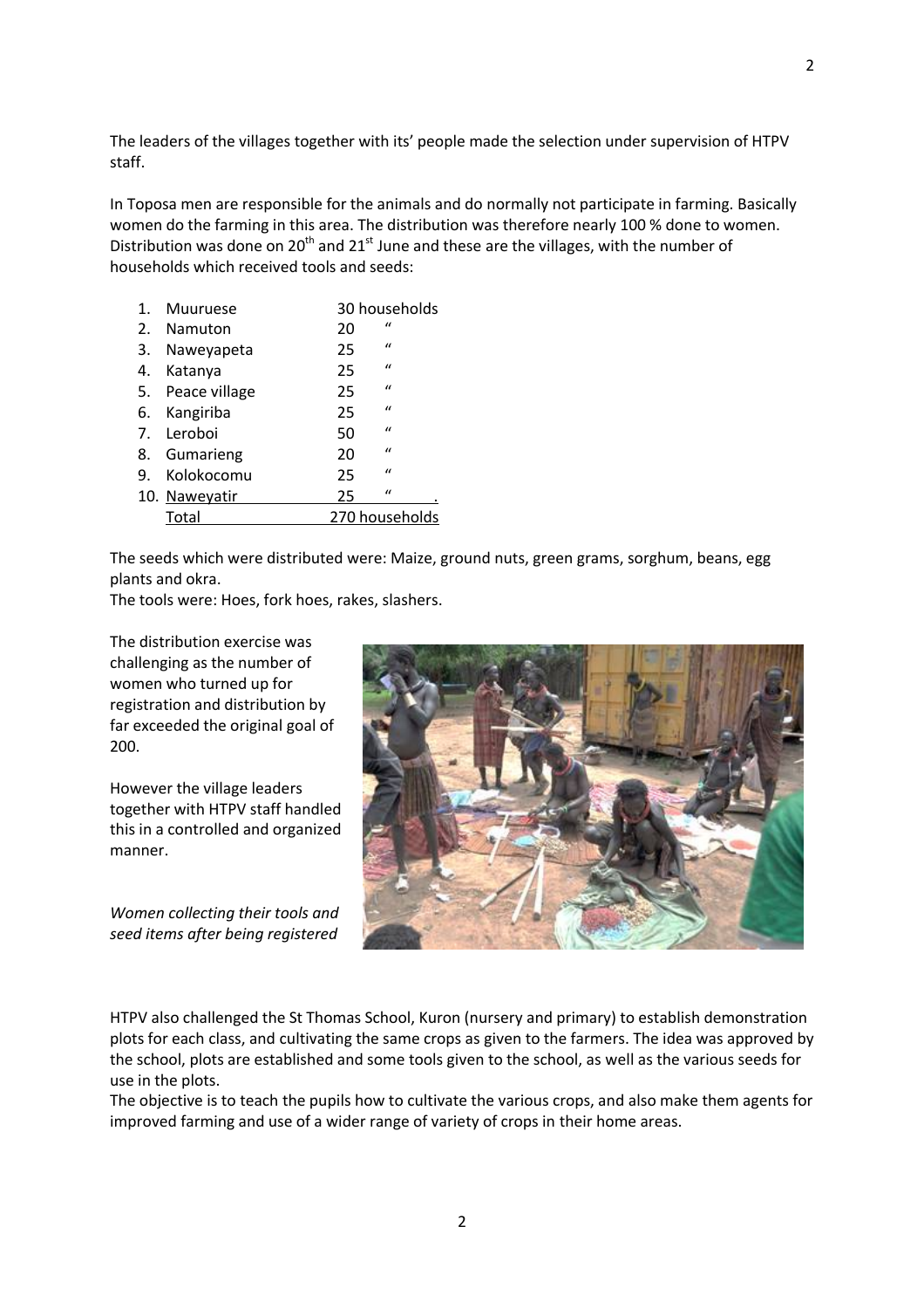The leaders of the villages together with its' people made the selection under supervision of HTPV staff.

In Toposa men are responsible for the animals and do normally not participate in farming. Basically women do the farming in this area. The distribution was therefore nearly 100 % done to women. Distribution was done on 20th and 21st June and these are the villages, with the number of households which received tools and seeds:

| | Village | Households |
|---|---|---|
| 1. | Muuruese | 30 households |
| 2. | Namuton | 20 " |
| 3. | Naweyapeta | 25 " |
| 4. | Katanya | 25 " |
| 5. | Peace village | 25 " |
| 6. | Kangiriba | 25 " |
| 7. | Leroboi | 50 " |
| 8. | Gumarieng | 20 " |
| 9. | Kolokocomu | 25 " |
| 10. | Naweyatir | 25 " |
| | Total | 270 households |

The seeds which were distributed were: Maize, ground nuts, green grams, sorghum, beans, egg plants and okra.
The tools were: Hoes, fork hoes, rakes, slashers.

The distribution exercise was challenging as the number of women who turned up for registration and distribution by far exceeded the original goal of 200.

However the village leaders together with HTPV staff handled this in a controlled and organized manner.

*Women collecting their tools and seed items after being registered*

HTPV also challenged the St Thomas School, Kuron (nursery and primary) to establish demonstration plots for each class, and cultivating the same crops as given to the farmers. The idea was approved by the school, plots are established and some tools given to the school, as well as the various seeds for use in the plots.
The objective is to teach the pupils how to cultivate the various crops, and also make them agents for improved farming and use of a wider range of variety of crops in their home areas.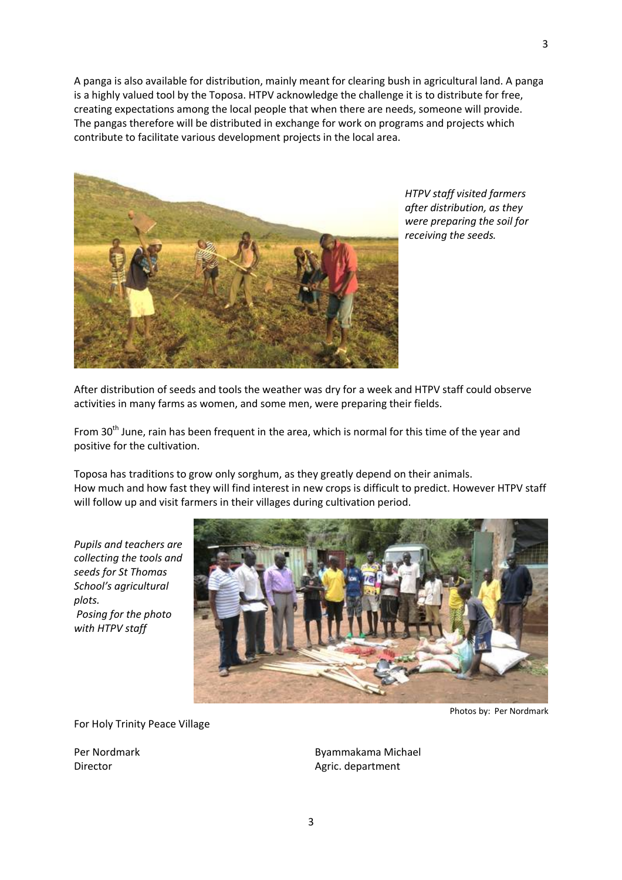A panga is also available for distribution, mainly meant for clearing bush in agricultural land. A panga is a highly valued tool by the Toposa. HTPV acknowledge the challenge it is to distribute for free, creating expectations among the local people that when there are needs, someone will provide. The pangas therefore will be distributed in exchange for work on programs and projects which contribute to facilitate various development projects in the local area.

*HTPV staff visited farmers after distribution, as they were preparing the soil for receiving the seeds.*

After distribution of seeds and tools the weather was dry for a week and HTPV staff could observe activities in many farms as women, and some men, were preparing their fields.

From 30th June, rain has been frequent in the area, which is normal for this time of the year and positive for the cultivation.

Toposa has traditions to grow only sorghum, as they greatly depend on their animals.
How much and how fast they will find interest in new crops is difficult to predict. However HTPV staff will follow up and visit farmers in their villages during cultivation period.

*Pupils and teachers are collecting the tools and seeds for St Thomas School's agricultural plots.*
*Posing for the photo with HTPV staff*

Photos by: Per Nordmark

For Holy Trinity Peace Village

Per Nordmark
Director

Byammakama Michael
Agric. department